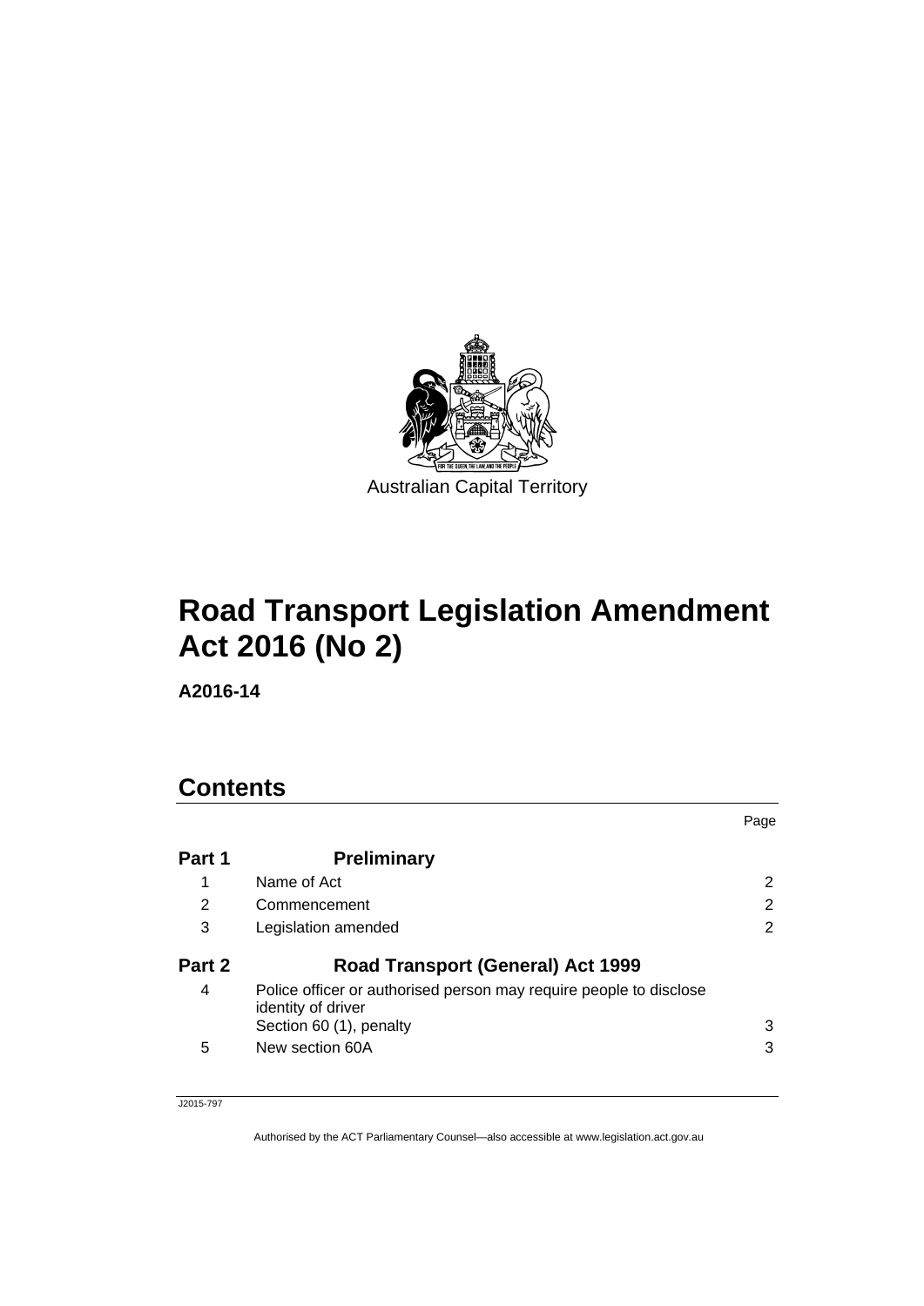Australian Capital Territory

# Road Transport Legislation Amendment Act 2016 (No 2)

**A2016-14**

## Contents

| | | Page |
|---|---|---|
| **Part 1** | **Preliminary** | |
| 1 | Name of Act | 2 |
| 2 | Commencement | 2 |
| 3 | Legislation amended | 2 |
| **Part 2** | **Road Transport (General) Act 1999** | |
| 4 | Police officer or authorised person may require people to disclose identity of driver<br>Section 60 (1), penalty | 3 |
| 5 | New section 60A | 3 |

J2015-797

Authorised by the ACT Parliamentary Counsel—also accessible at www.legislation.act.gov.au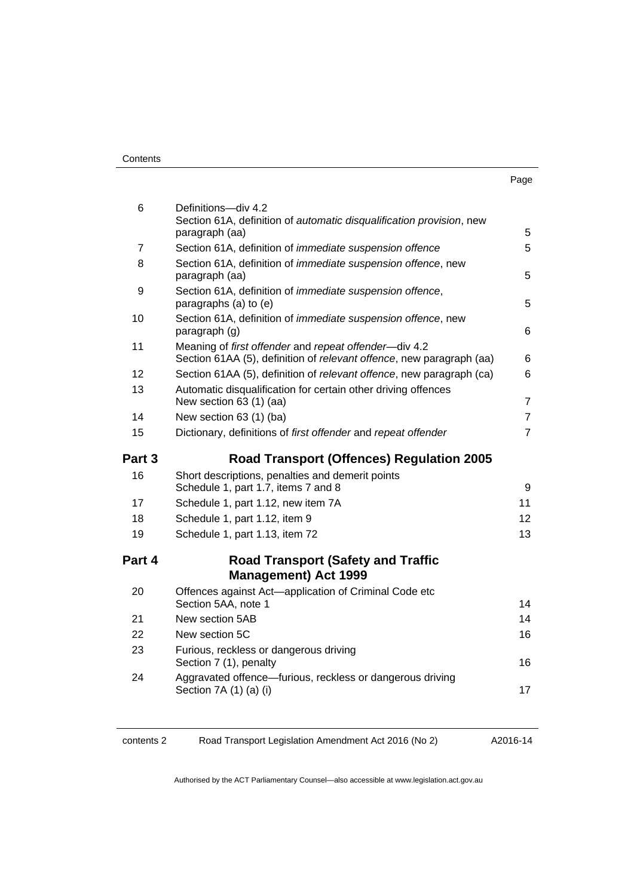| | | Page |
|---|---|---|
| 6 | Definitions—div 4.2<br>Section 61A, definition of *automatic disqualification provision*, new paragraph (aa) | 5 |
| 7 | Section 61A, definition of *immediate suspension offence* | 5 |
| 8 | Section 61A, definition of *immediate suspension offence*, new paragraph (aa) | 5 |
| 9 | Section 61A, definition of *immediate suspension offence*, paragraphs (a) to (e) | 5 |
| 10 | Section 61A, definition of *immediate suspension offence*, new paragraph (g) | 6 |
| 11 | Meaning of *first offender* and *repeat offender*—div 4.2<br>Section 61AA (5), definition of *relevant offence*, new paragraph (aa) | 6 |
| 12 | Section 61AA (5), definition of *relevant offence*, new paragraph (ca) | 6 |
| 13 | Automatic disqualification for certain other driving offences<br>New section 63 (1) (aa) | 7 |
| 14 | New section 63 (1) (ba) | 7 |
| 15 | Dictionary, definitions of *first offender* and *repeat offender* | 7 |
| **Part 3** | **Road Transport (Offences) Regulation 2005** | |
| 16 | Short descriptions, penalties and demerit points<br>Schedule 1, part 1.7, items 7 and 8 | 9 |
| 17 | Schedule 1, part 1.12, new item 7A | 11 |
| 18 | Schedule 1, part 1.12, item 9 | 12 |
| 19 | Schedule 1, part 1.13, item 72 | 13 |
| **Part 4** | **Road Transport (Safety and Traffic Management) Act 1999** | |
| 20 | Offences against Act—application of Criminal Code etc<br>Section 5AA, note 1 | 14 |
| 21 | New section 5AB | 14 |
| 22 | New section 5C | 16 |
| 23 | Furious, reckless or dangerous driving<br>Section 7 (1), penalty | 16 |
| 24 | Aggravated offence—furious, reckless or dangerous driving<br>Section 7A (1) (a) (i) | 17 |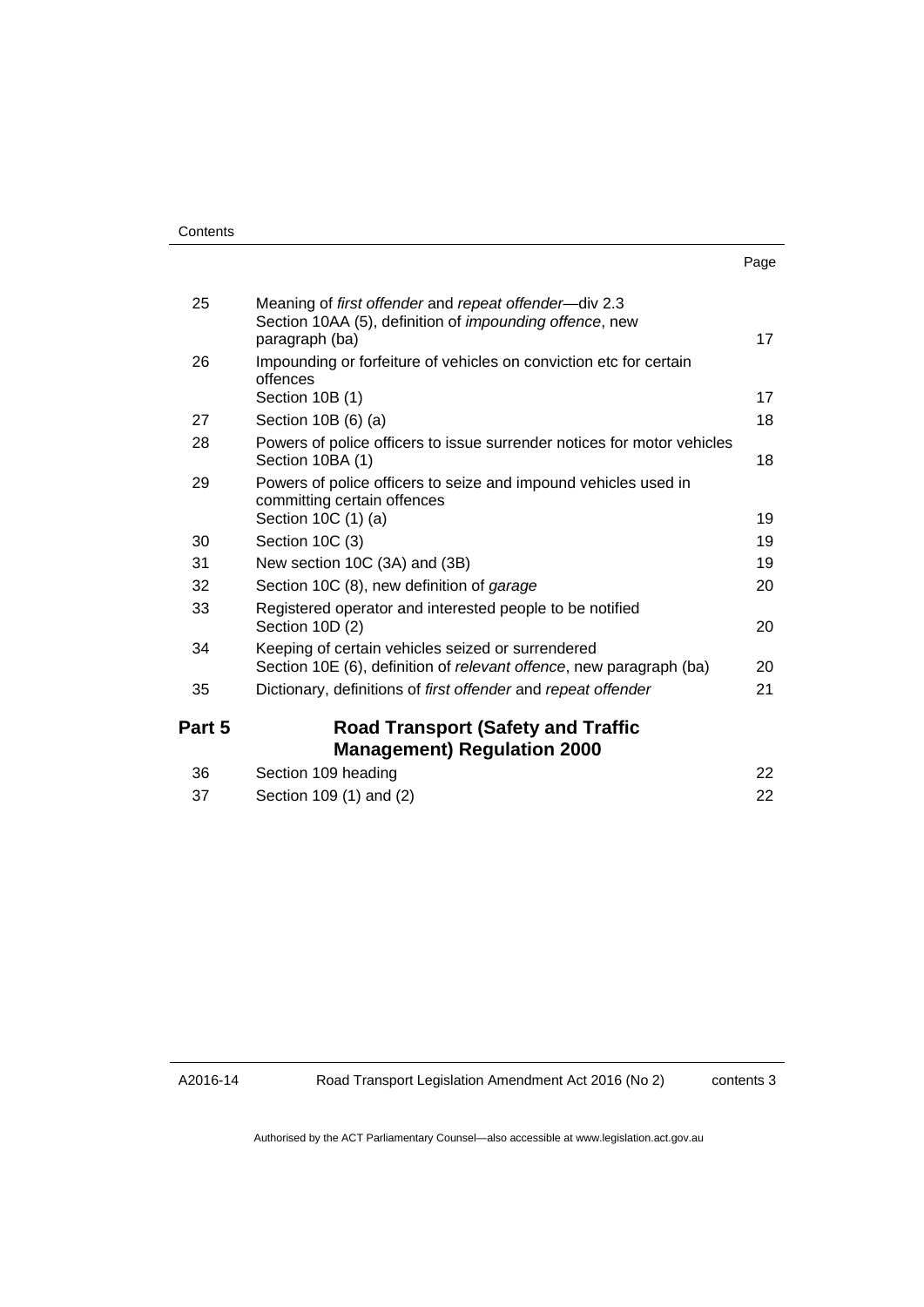| | | Page |
|---|---|---|
| 25 | Meaning of *first offender* and *repeat offender*—div 2.3<br>Section 10AA (5), definition of *impounding offence*, new paragraph (ba) | 17 |
| 26 | Impounding or forfeiture of vehicles on conviction etc for certain offences<br>Section 10B (1) | 17 |
| 27 | Section 10B (6) (a) | 18 |
| 28 | Powers of police officers to issue surrender notices for motor vehicles<br>Section 10BA (1) | 18 |
| 29 | Powers of police officers to seize and impound vehicles used in committing certain offences<br>Section 10C (1) (a) | 19 |
| 30 | Section 10C (3) | 19 |
| 31 | New section 10C (3A) and (3B) | 19 |
| 32 | Section 10C (8), new definition of *garage* | 20 |
| 33 | Registered operator and interested people to be notified<br>Section 10D (2) | 20 |
| 34 | Keeping of certain vehicles seized or surrendered<br>Section 10E (6), definition of *relevant offence*, new paragraph (ba) | 20 |
| 35 | Dictionary, definitions of *first offender* and *repeat offender* | 21 |

## Part 5 Road Transport (Safety and Traffic Management) Regulation 2000

| | | |
|---|---|---|
| 36 | Section 109 heading | 22 |
| 37 | Section 109 (1) and (2) | 22 |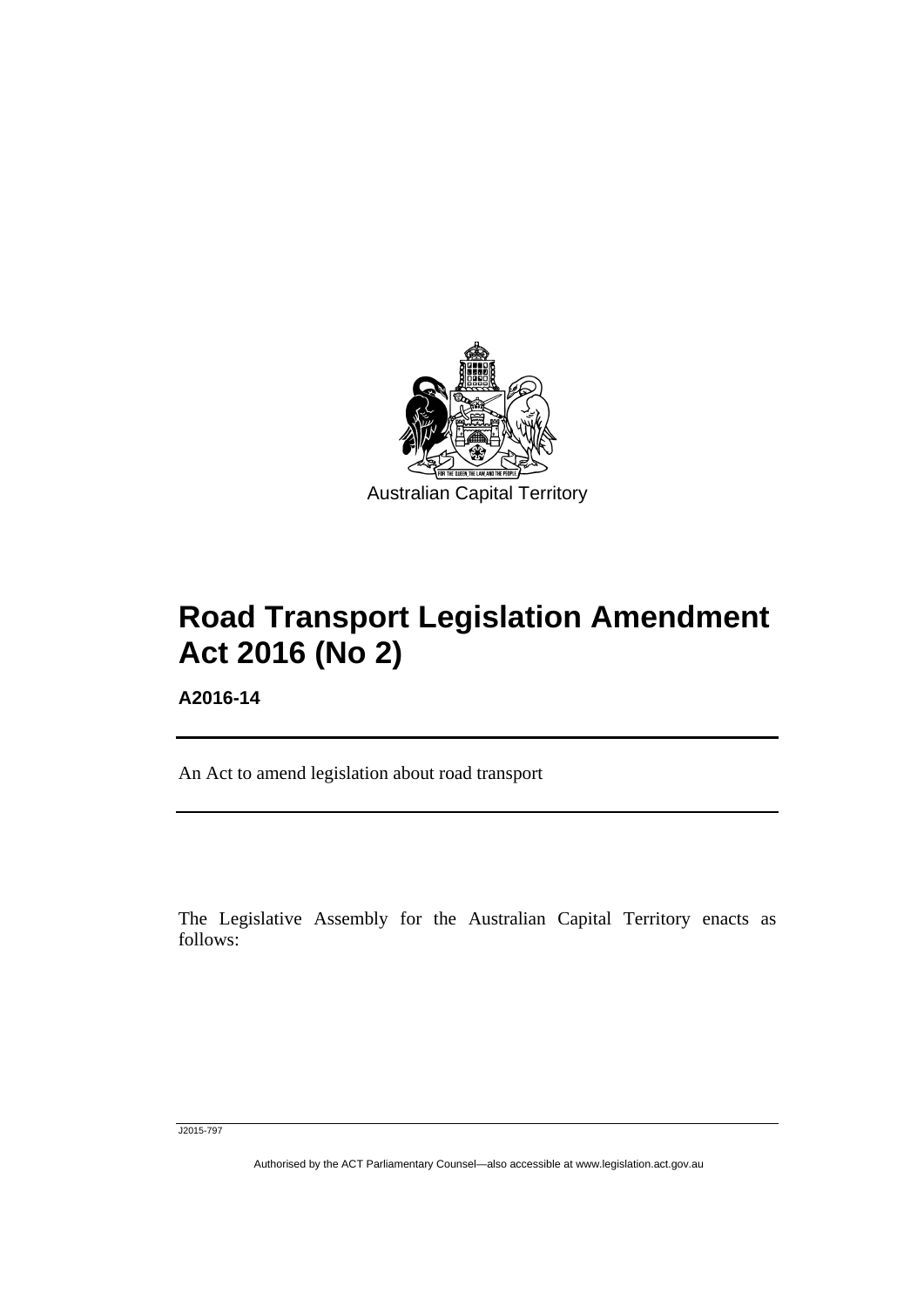Australian Capital Territory

# Road Transport Legislation Amendment Act 2016 (No 2)

**A2016-14**

An Act to amend legislation about road transport

The Legislative Assembly for the Australian Capital Territory enacts as follows:

J2015-797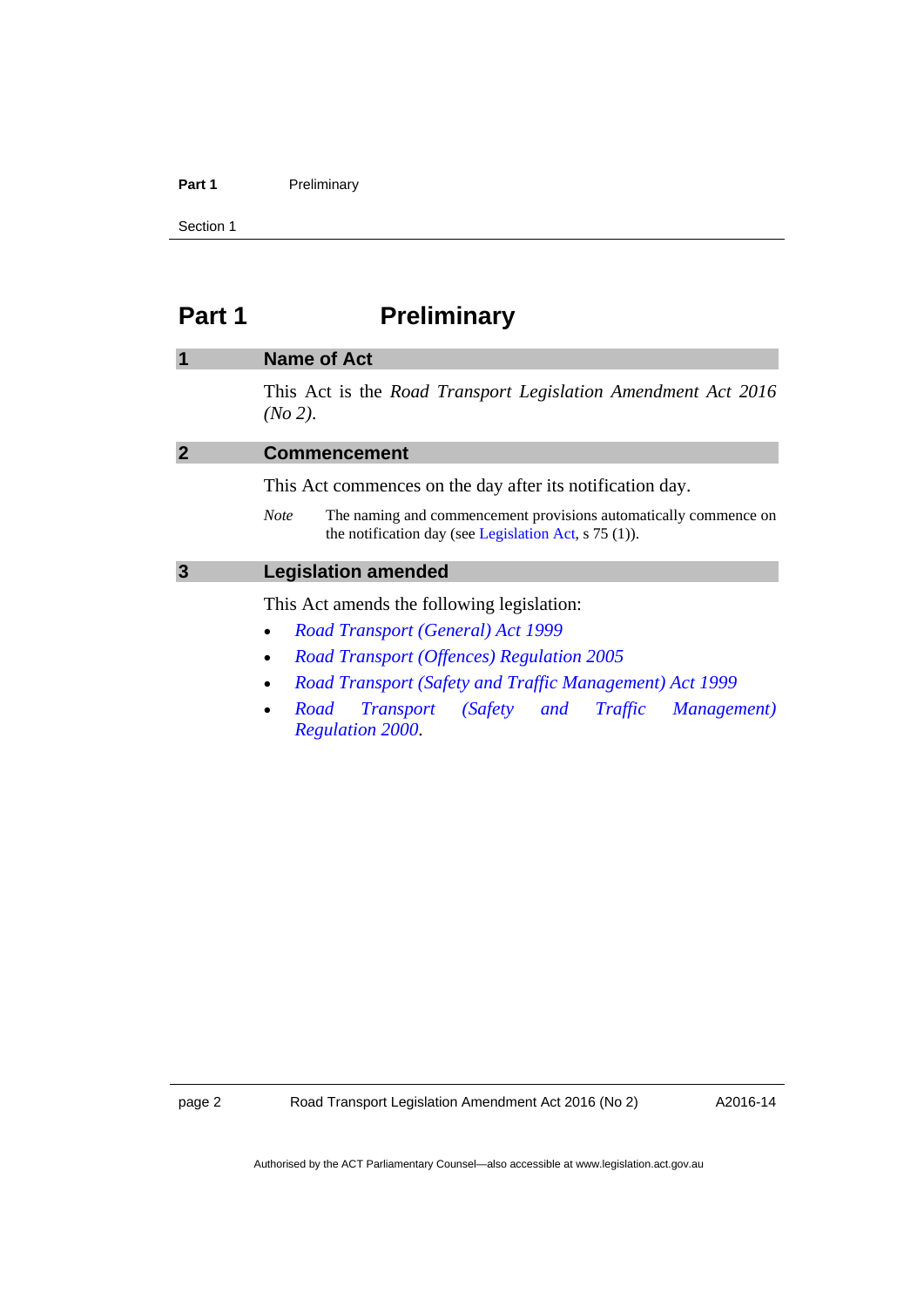# Part 1 Preliminary

## 1 Name of Act

This Act is the *Road Transport Legislation Amendment Act 2016 (No 2)*.

## 2 Commencement

This Act commences on the day after its notification day.

*Note* The naming and commencement provisions automatically commence on the notification day (see Legislation Act, s 75 (1)).

## 3 Legislation amended

This Act amends the following legislation:

- *Road Transport (General) Act 1999*
- *Road Transport (Offences) Regulation 2005*
- *Road Transport (Safety and Traffic Management) Act 1999*
- *Road Transport (Safety and Traffic Management) Regulation 2000*.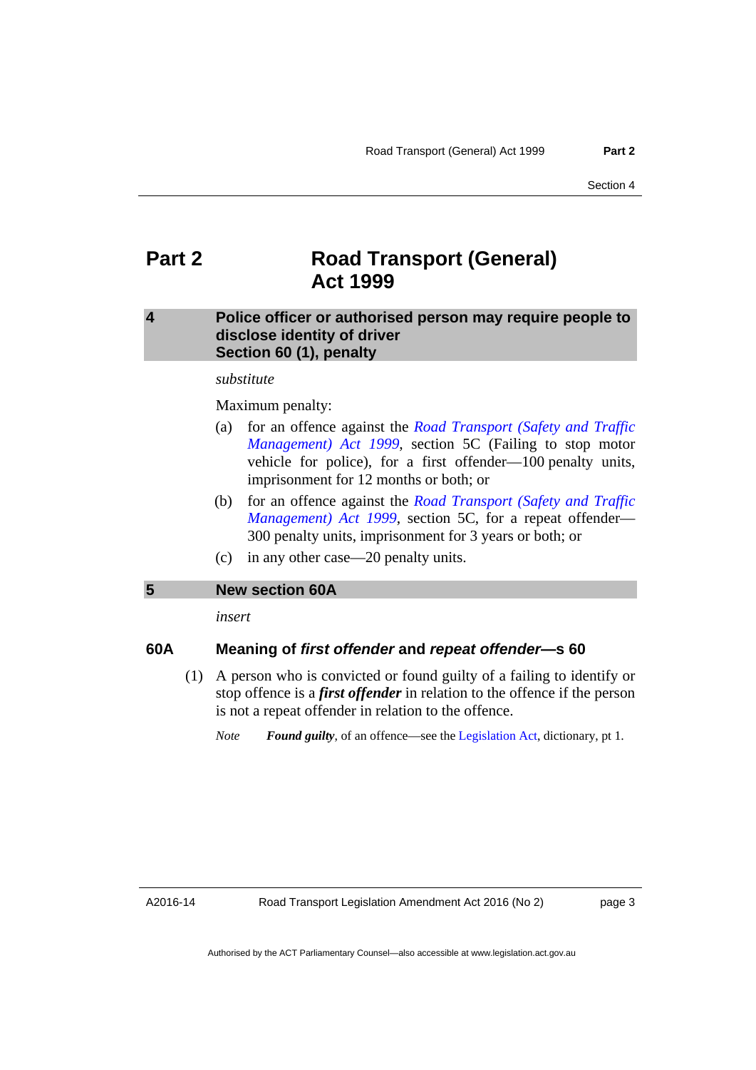# Part 2 Road Transport (General) Act 1999

## 4 Police officer or authorised person may require people to disclose identity of driver Section 60 (1), penalty

*substitute*

Maximum penalty:

(a) for an offence against the *Road Transport (Safety and Traffic Management) Act 1999*, section 5C (Failing to stop motor vehicle for police), for a first offender—100 penalty units, imprisonment for 12 months or both; or

(b) for an offence against the *Road Transport (Safety and Traffic Management) Act 1999*, section 5C, for a repeat offender—300 penalty units, imprisonment for 3 years or both; or

(c) in any other case—20 penalty units.

## 5 New section 60A

*insert*

### 60A Meaning of *first offender* and *repeat offender*—s 60

(1) A person who is convicted or found guilty of a failing to identify or stop offence is a ***first offender*** in relation to the offence if the person is not a repeat offender in relation to the offence.

*Note* ***Found guilty***, of an offence—see the Legislation Act, dictionary, pt 1.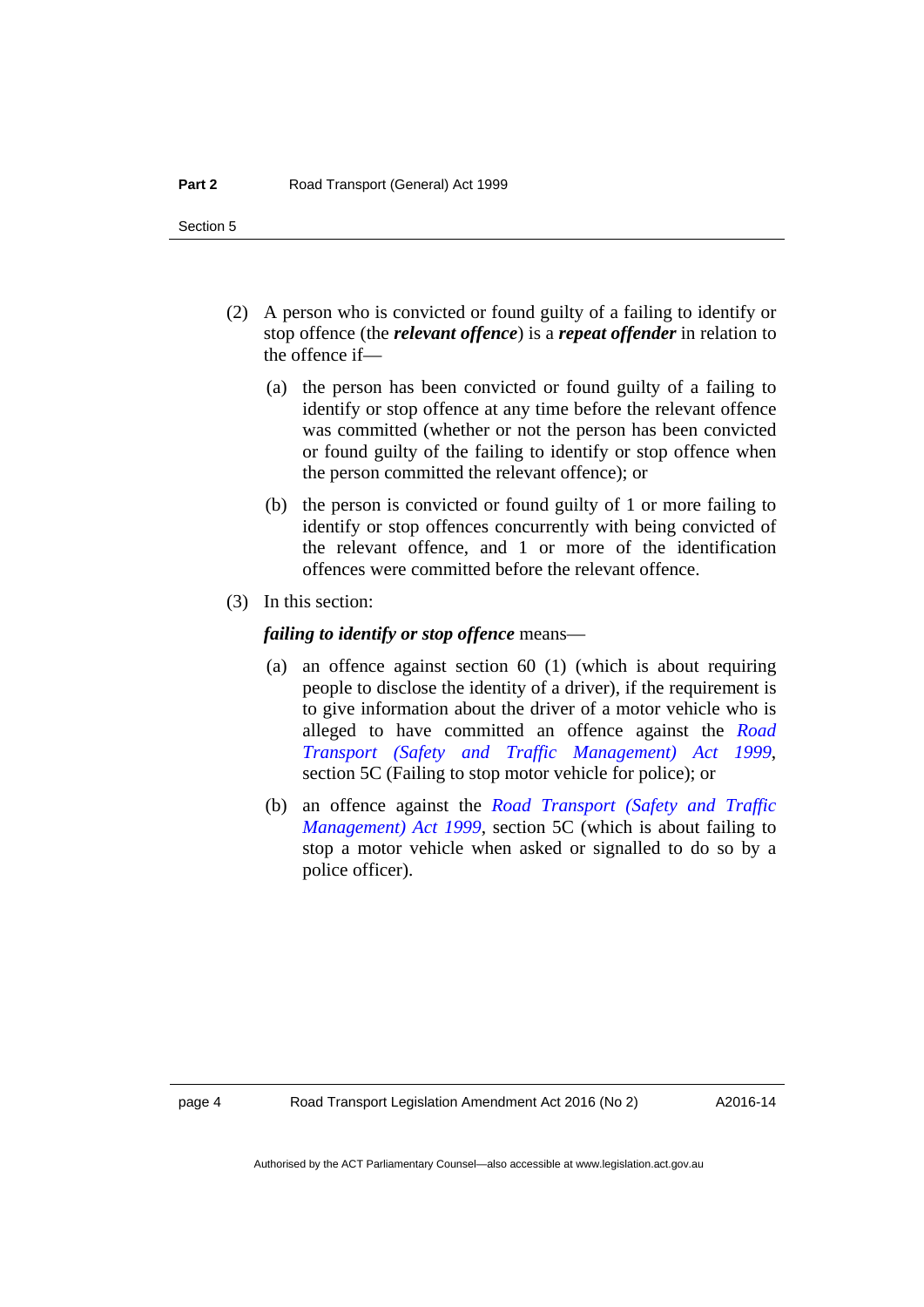(2) A person who is convicted or found guilty of a failing to identify or stop offence (the ***relevant offence***) is a ***repeat offender*** in relation to the offence if—

(a) the person has been convicted or found guilty of a failing to identify or stop offence at any time before the relevant offence was committed (whether or not the person has been convicted or found guilty of the failing to identify or stop offence when the person committed the relevant offence); or

(b) the person is convicted or found guilty of 1 or more failing to identify or stop offences concurrently with being convicted of the relevant offence, and 1 or more of the identification offences were committed before the relevant offence.

(3) In this section:

***failing to identify or stop offence*** means—

(a) an offence against section 60 (1) (which is about requiring people to disclose the identity of a driver), if the requirement is to give information about the driver of a motor vehicle who is alleged to have committed an offence against the *Road Transport (Safety and Traffic Management) Act 1999*, section 5C (Failing to stop motor vehicle for police); or

(b) an offence against the *Road Transport (Safety and Traffic Management) Act 1999*, section 5C (which is about failing to stop a motor vehicle when asked or signalled to do so by a police officer).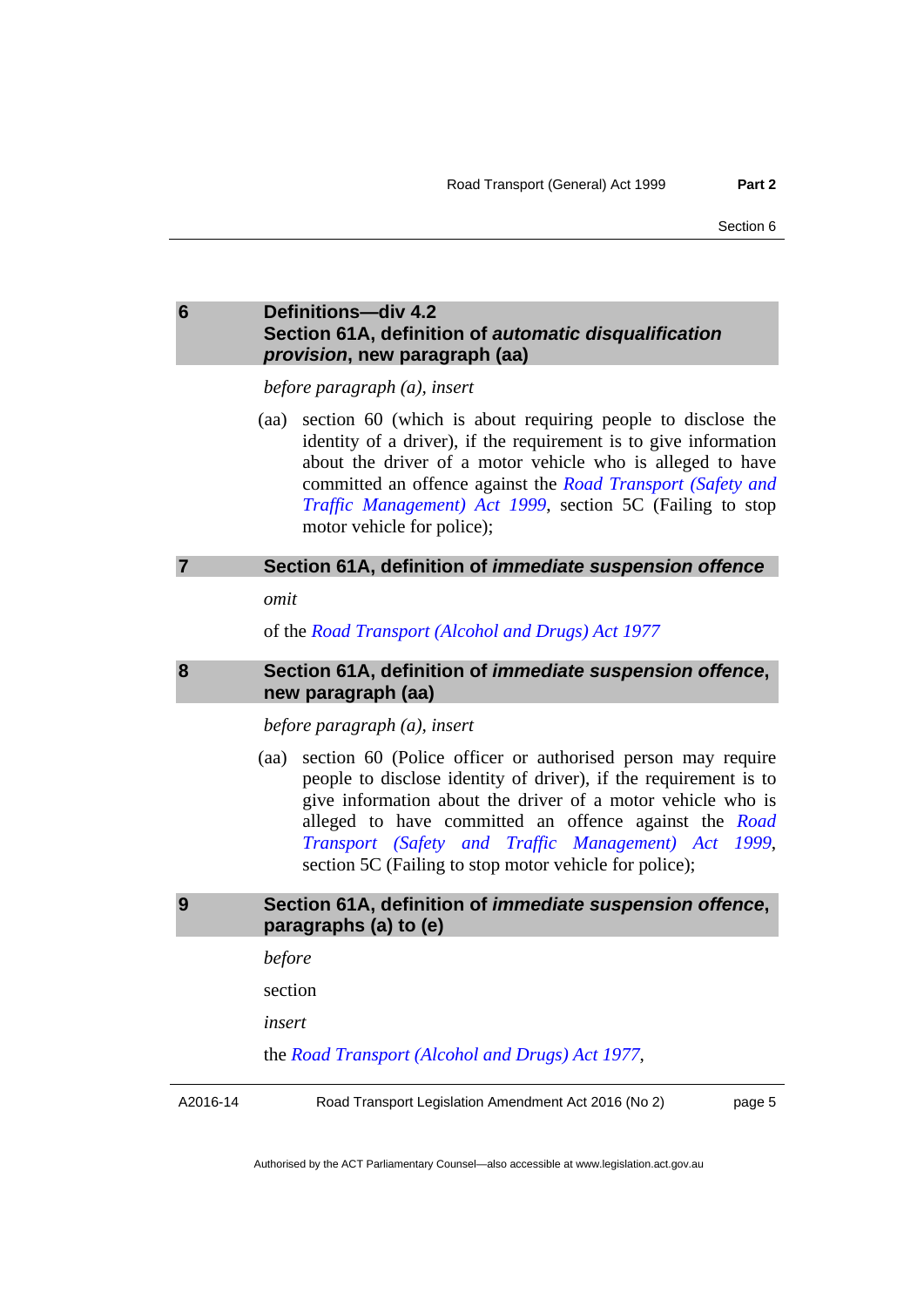## 6 Definitions—div 4.2 Section 61A, definition of *automatic disqualification provision*, new paragraph (aa)

*before paragraph (a), insert*

(aa) section 60 (which is about requiring people to disclose the identity of a driver), if the requirement is to give information about the driver of a motor vehicle who is alleged to have committed an offence against the *Road Transport (Safety and Traffic Management) Act 1999*, section 5C (Failing to stop motor vehicle for police);

## 7 Section 61A, definition of *immediate suspension offence*

*omit*

of the *Road Transport (Alcohol and Drugs) Act 1977*

## 8 Section 61A, definition of *immediate suspension offence*, new paragraph (aa)

*before paragraph (a), insert*

(aa) section 60 (Police officer or authorised person may require people to disclose identity of driver), if the requirement is to give information about the driver of a motor vehicle who is alleged to have committed an offence against the *Road Transport (Safety and Traffic Management) Act 1999*, section 5C (Failing to stop motor vehicle for police);

## 9 Section 61A, definition of *immediate suspension offence*, paragraphs (a) to (e)

*before*

section

*insert*

the *Road Transport (Alcohol and Drugs) Act 1977*,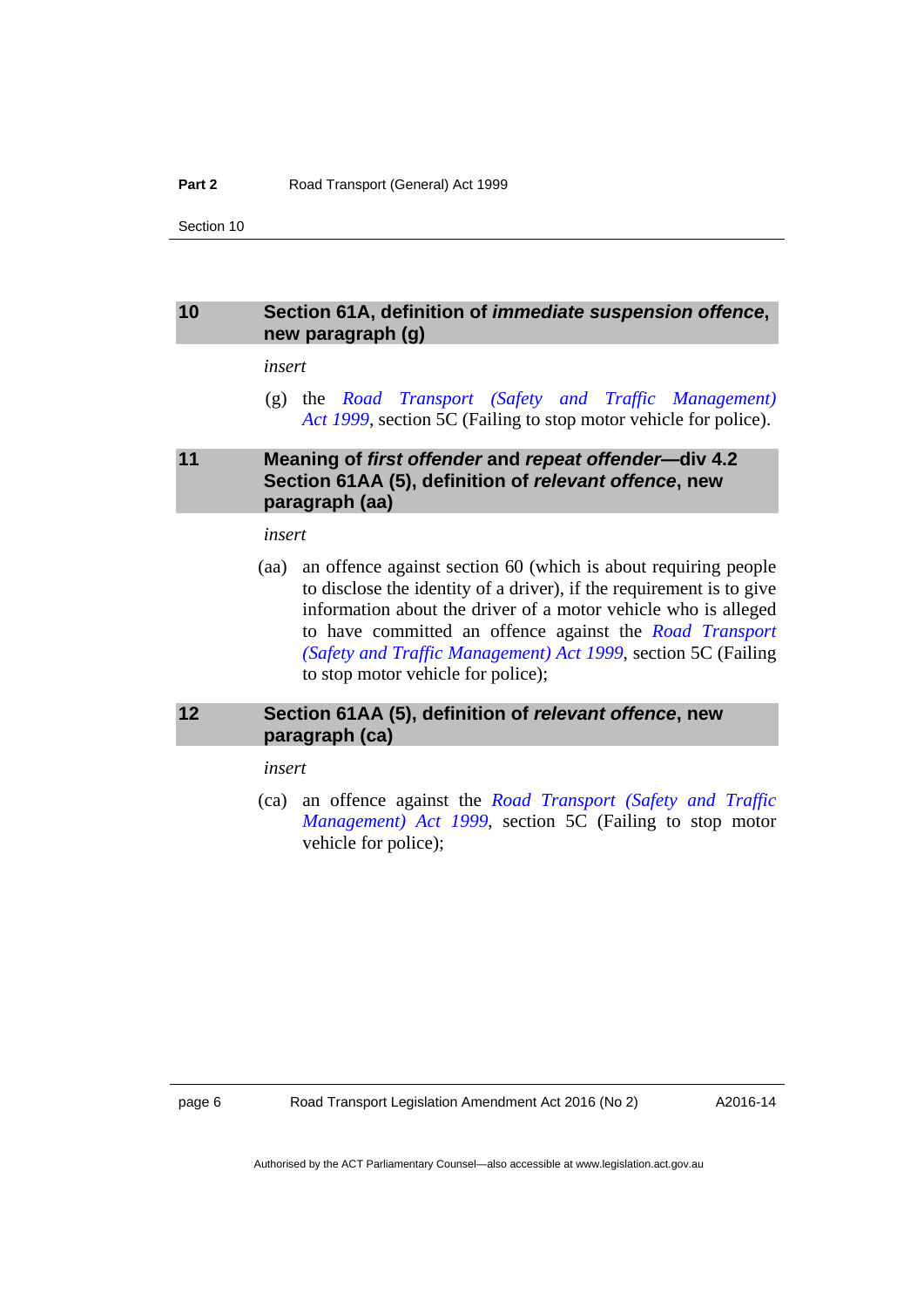## 10 Section 61A, definition of *immediate suspension offence*, new paragraph (g)

*insert*

(g) the *Road Transport (Safety and Traffic Management) Act 1999*, section 5C (Failing to stop motor vehicle for police).

## 11 Meaning of *first offender* and *repeat offender*—div 4.2 Section 61AA (5), definition of *relevant offence*, new paragraph (aa)

*insert*

(aa) an offence against section 60 (which is about requiring people to disclose the identity of a driver), if the requirement is to give information about the driver of a motor vehicle who is alleged to have committed an offence against the *Road Transport (Safety and Traffic Management) Act 1999*, section 5C (Failing to stop motor vehicle for police);

## 12 Section 61AA (5), definition of *relevant offence*, new paragraph (ca)

*insert*

(ca) an offence against the *Road Transport (Safety and Traffic Management) Act 1999*, section 5C (Failing to stop motor vehicle for police);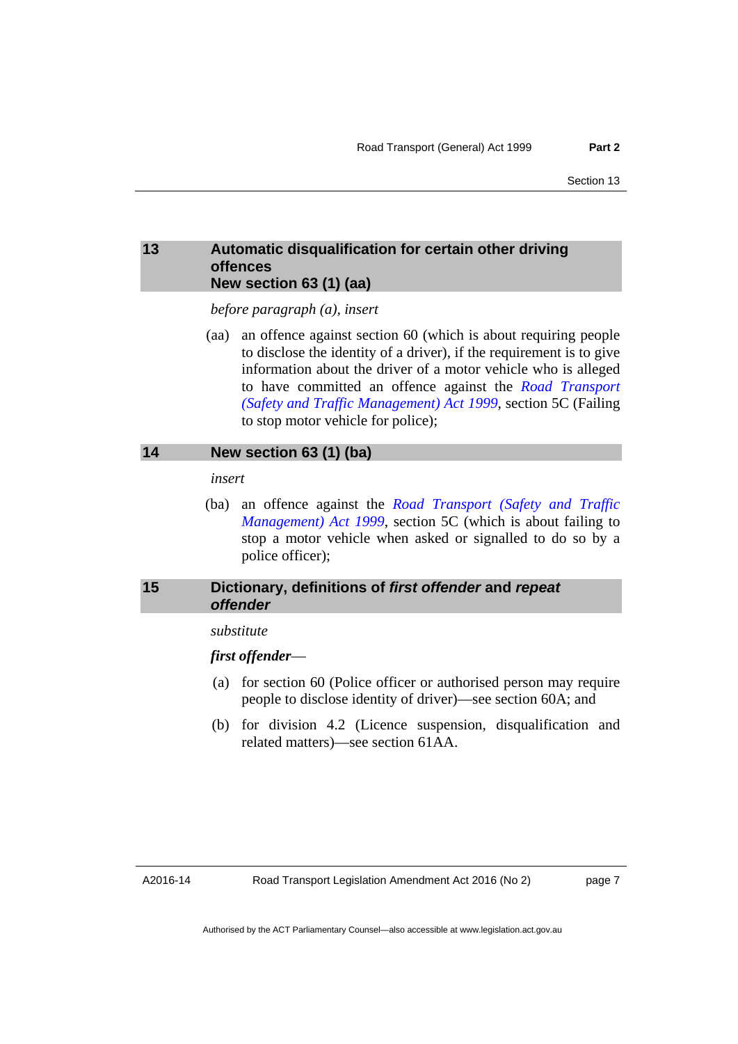### 13 Automatic disqualification for certain other driving offences New section 63 (1) (aa)

*before paragraph (a), insert*

(aa) an offence against section 60 (which is about requiring people to disclose the identity of a driver), if the requirement is to give information about the driver of a motor vehicle who is alleged to have committed an offence against the *Road Transport (Safety and Traffic Management) Act 1999*, section 5C (Failing to stop motor vehicle for police);

### 14 New section 63 (1) (ba)

*insert*

(ba) an offence against the *Road Transport (Safety and Traffic Management) Act 1999*, section 5C (which is about failing to stop a motor vehicle when asked or signalled to do so by a police officer);

### 15 Dictionary, definitions of *first offender* and *repeat offender*

*substitute*

***first offender***—

(a) for section 60 (Police officer or authorised person may require people to disclose identity of driver)—see section 60A; and

(b) for division 4.2 (Licence suspension, disqualification and related matters)—see section 61AA.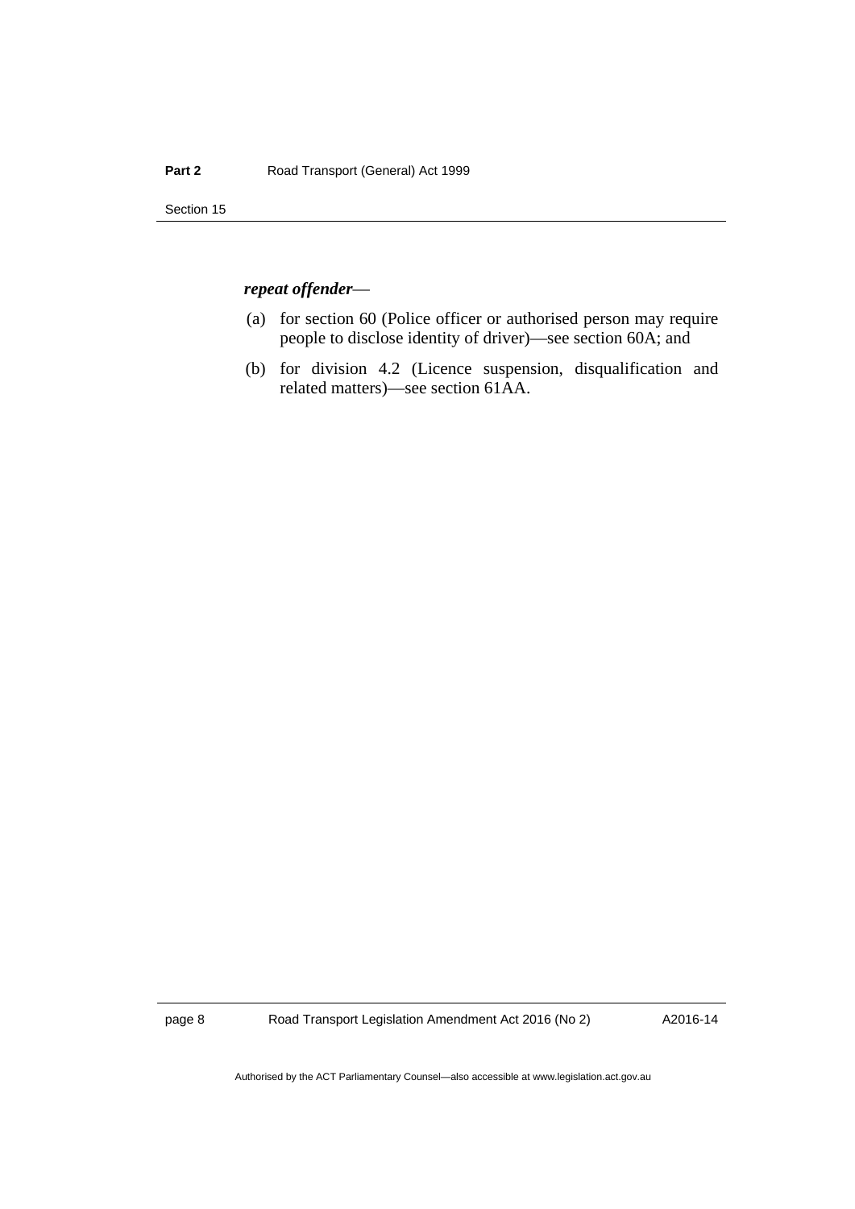***repeat offender***—

(a) for section 60 (Police officer or authorised person may require people to disclose identity of driver)—see section 60A; and

(b) for division 4.2 (Licence suspension, disqualification and related matters)—see section 61AA.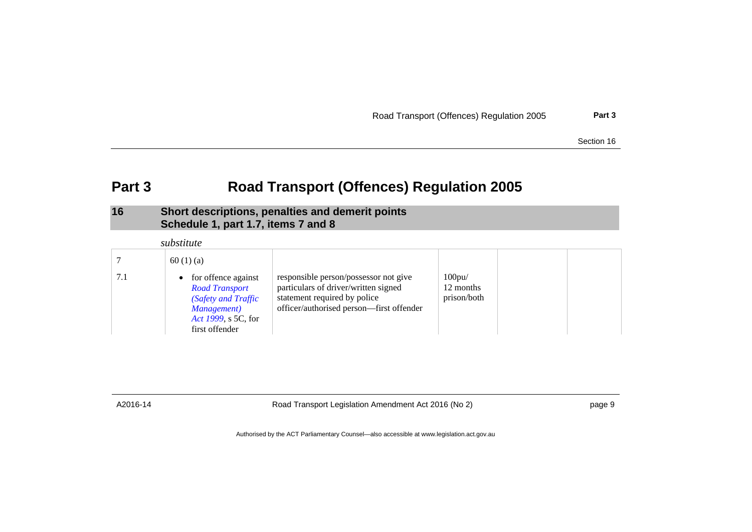# Part 3 Road Transport (Offences) Regulation 2005

## 16 Short descriptions, penalties and demerit points Schedule 1, part 1.7, items 7 and 8

*substitute*

| | | | | | |
|---|---|---|---|---|---|
| 7 | 60 (1) (a) | | | | |
| 7.1 | • for offence against *Road Transport (Safety and Traffic Management) Act 1999*, s 5C, for first offender | responsible person/possessor not give particulars of driver/written signed statement required by police officer/authorised person—first offender | 100pu/ 12 months prison/both | | |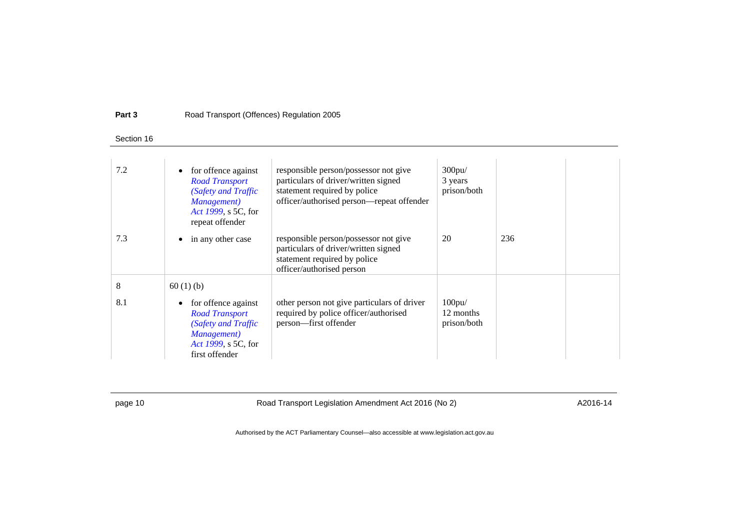| | | | | | |
|---|---|---|---|---|---|
| 7.2 | • for offence against *Road Transport (Safety and Traffic Management) Act 1999*, s 5C, for repeat offender | responsible person/possessor not give particulars of driver/written signed statement required by police officer/authorised person—repeat offender | 300pu/ 3 years prison/both | | |
| 7.3 | • in any other case | responsible person/possessor not give particulars of driver/written signed statement required by police officer/authorised person | 20 | 236 | |
| 8 | 60 (1) (b) | | | | |
| 8.1 | • for offence against *Road Transport (Safety and Traffic Management) Act 1999*, s 5C, for first offender | other person not give particulars of driver required by police officer/authorised person—first offender | 100pu/ 12 months prison/both | | |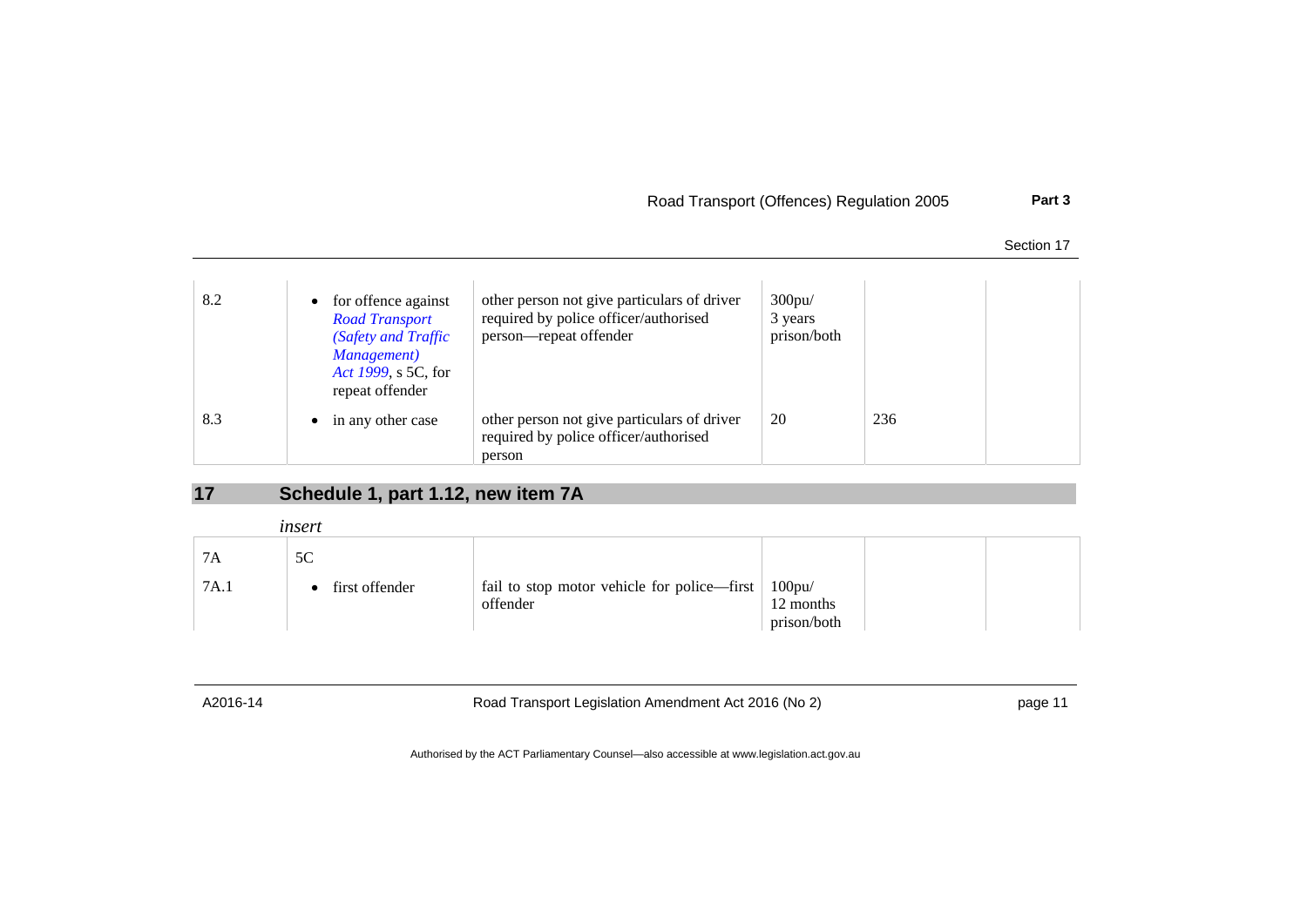| | | | | | |
|---|---|---|---|---|---|
| 8.2 | • for offence against *Road Transport (Safety and Traffic Management) Act 1999*, s 5C, for repeat offender | other person not give particulars of driver required by police officer/authorised person—repeat offender | 300pu/ 3 years prison/both | | |
| 8.3 | • in any other case | other person not give particulars of driver required by police officer/authorised person | 20 | 236 | |

## 17 Schedule 1, part 1.12, new item 7A

*insert*

| | | | | | |
|---|---|---|---|---|---|
| 7A | 5C | | | | |
| 7A.1 | • first offender | fail to stop motor vehicle for police—first offender | 100pu/ 12 months prison/both | | |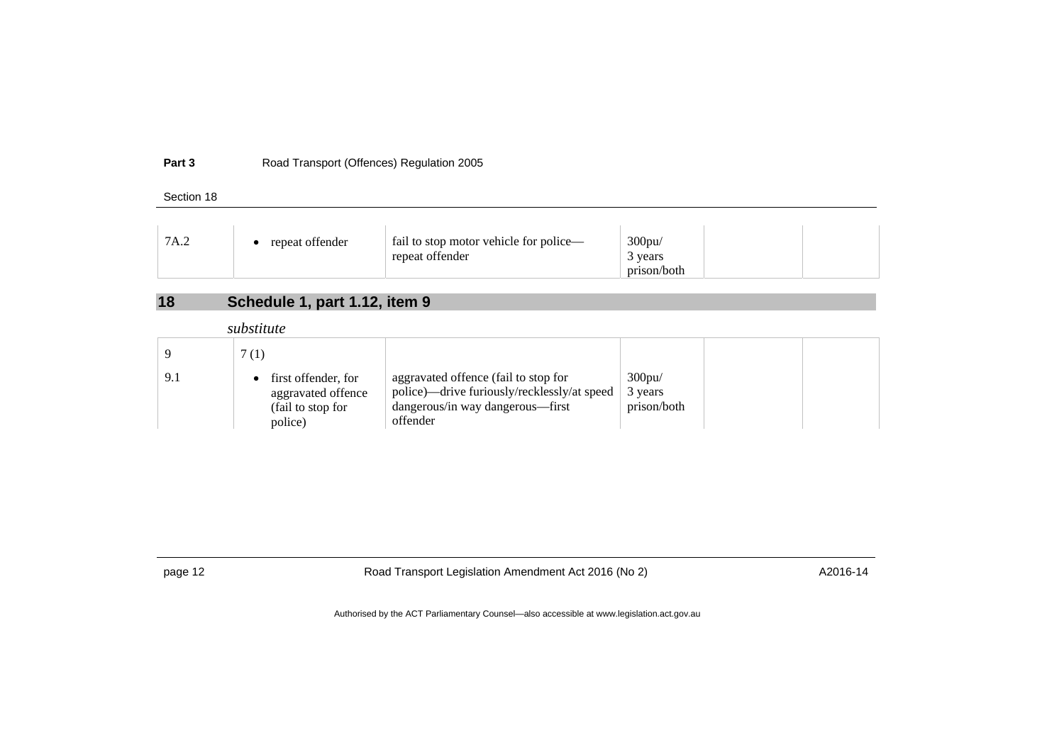| | | | | | |
|---|---|---|---|---|---|
| 7A.2 | • repeat offender | fail to stop motor vehicle for police—repeat offender | 300pu/ 3 years prison/both | | |

## 18 Schedule 1, part 1.12, item 9

*substitute*

| | | | | | |
|---|---|---|---|---|---|
| 9 | 7 (1) | | | | |
| 9.1 | • first offender, for aggravated offence (fail to stop for police) | aggravated offence (fail to stop for police)—drive furiously/recklessly/at speed dangerous/in way dangerous—first offender | 300pu/ 3 years prison/both | | |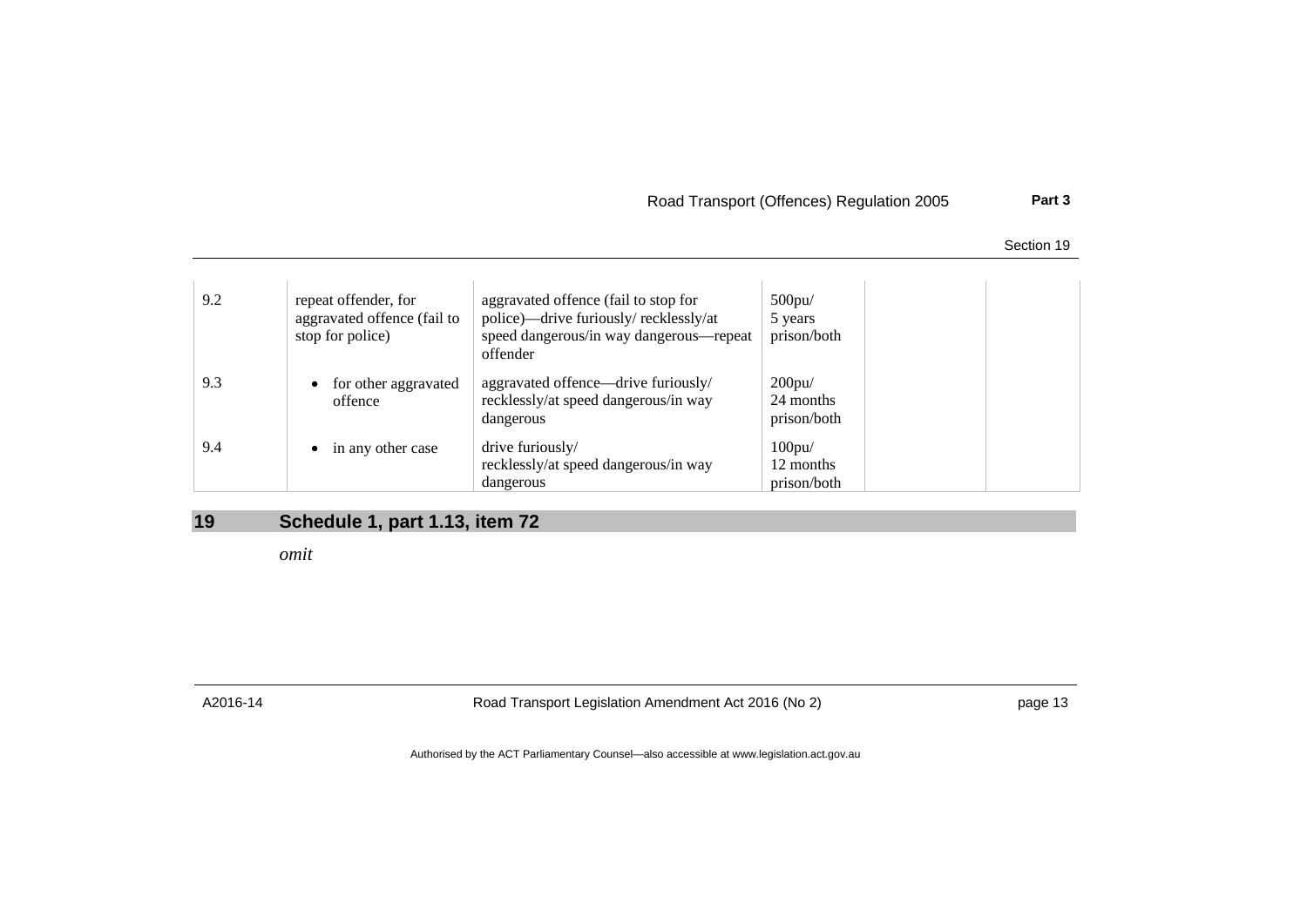| | | | | | |
|---|---|---|---|---|---|
| 9.2 | repeat offender, for aggravated offence (fail to stop for police) | aggravated offence (fail to stop for police)—drive furiously/ recklessly/at speed dangerous/in way dangerous—repeat offender | 500pu/ 5 years prison/both | | |
| 9.3 | • for other aggravated offence | aggravated offence—drive furiously/ recklessly/at speed dangerous/in way dangerous | 200pu/ 24 months prison/both | | |
| 9.4 | • in any other case | drive furiously/ recklessly/at speed dangerous/in way dangerous | 100pu/ 12 months prison/both | | |

## 19 Schedule 1, part 1.13, item 72

*omit*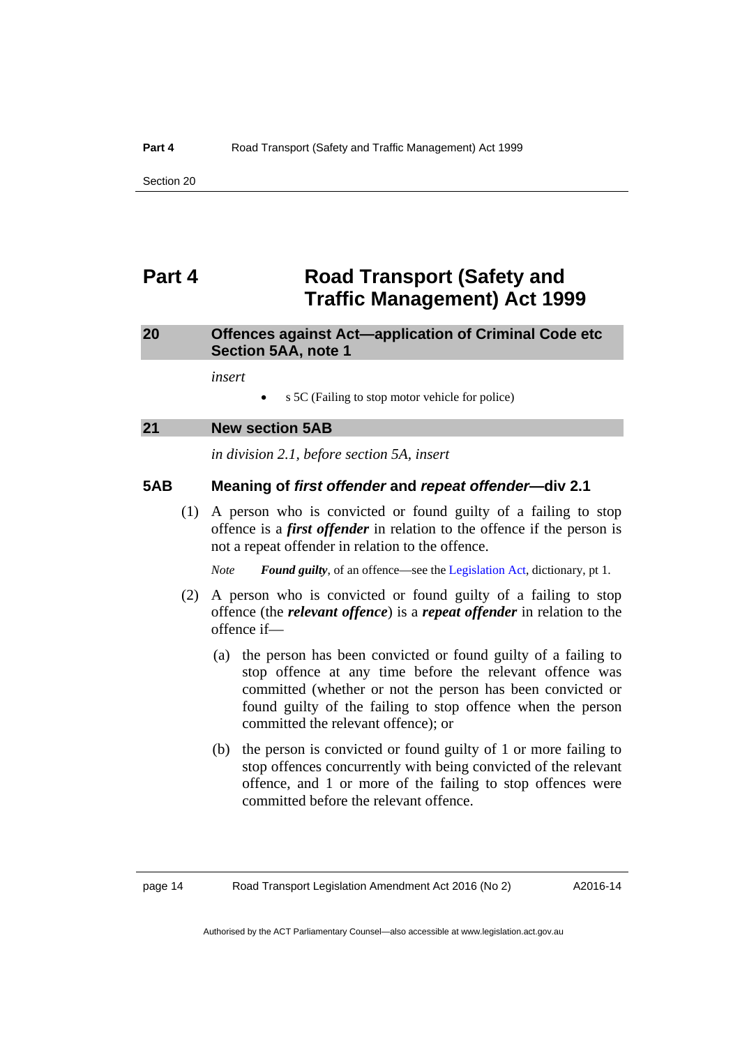# Part 4 Road Transport (Safety and Traffic Management) Act 1999

## 20 Offences against Act—application of Criminal Code etc Section 5AA, note 1

*insert*

- s 5C (Failing to stop motor vehicle for police)

## 21 New section 5AB

*in division 2.1, before section 5A, insert*

### 5AB Meaning of *first offender* and *repeat offender*—div 2.1

(1) A person who is convicted or found guilty of a failing to stop offence is a ***first offender*** in relation to the offence if the person is not a repeat offender in relation to the offence.

*Note* ***Found guilty***, of an offence—see the Legislation Act, dictionary, pt 1.

(2) A person who is convicted or found guilty of a failing to stop offence (the ***relevant offence***) is a ***repeat offender*** in relation to the offence if—

(a) the person has been convicted or found guilty of a failing to stop offence at any time before the relevant offence was committed (whether or not the person has been convicted or found guilty of the failing to stop offence when the person committed the relevant offence); or

(b) the person is convicted or found guilty of 1 or more failing to stop offences concurrently with being convicted of the relevant offence, and 1 or more of the failing to stop offences were committed before the relevant offence.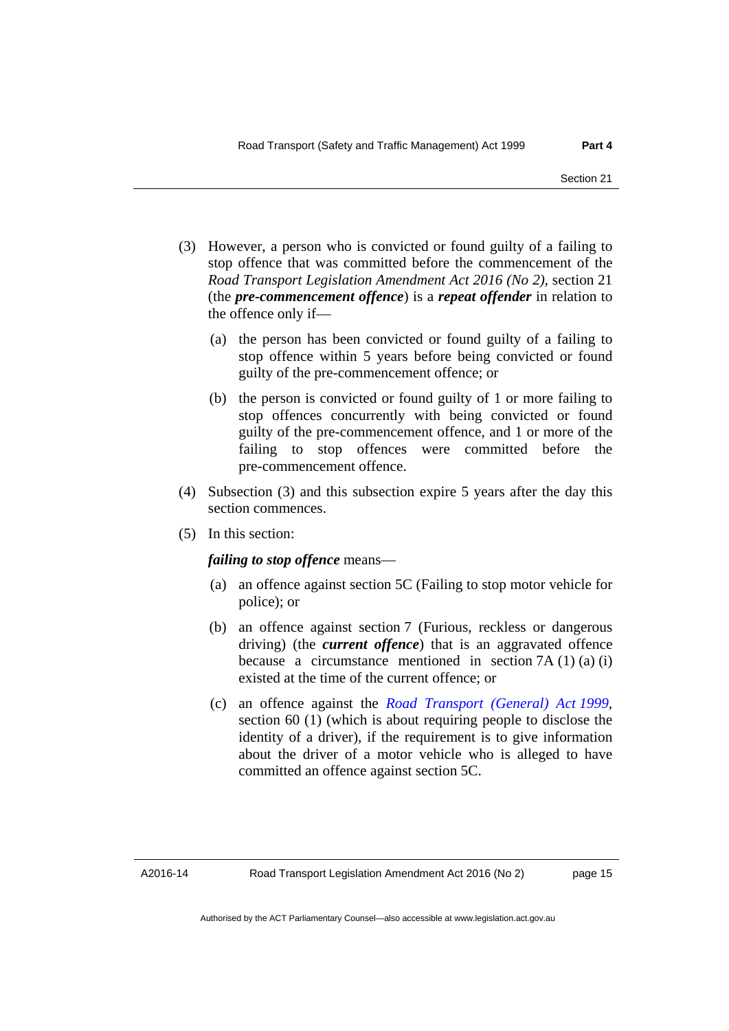(3) However, a person who is convicted or found guilty of a failing to stop offence that was committed before the commencement of the *Road Transport Legislation Amendment Act 2016 (No 2)*, section 21 (the ***pre-commencement offence***) is a ***repeat offender*** in relation to the offence only if—

(a) the person has been convicted or found guilty of a failing to stop offence within 5 years before being convicted or found guilty of the pre-commencement offence; or

(b) the person is convicted or found guilty of 1 or more failing to stop offences concurrently with being convicted or found guilty of the pre-commencement offence, and 1 or more of the failing to stop offences were committed before the pre-commencement offence.

(4) Subsection (3) and this subsection expire 5 years after the day this section commences.

(5) In this section:

***failing to stop offence*** means—

(a) an offence against section 5C (Failing to stop motor vehicle for police); or

(b) an offence against section 7 (Furious, reckless or dangerous driving) (the ***current offence***) that is an aggravated offence because a circumstance mentioned in section 7A (1) (a) (i) existed at the time of the current offence; or

(c) an offence against the *Road Transport (General) Act 1999*, section 60 (1) (which is about requiring people to disclose the identity of a driver), if the requirement is to give information about the driver of a motor vehicle who is alleged to have committed an offence against section 5C.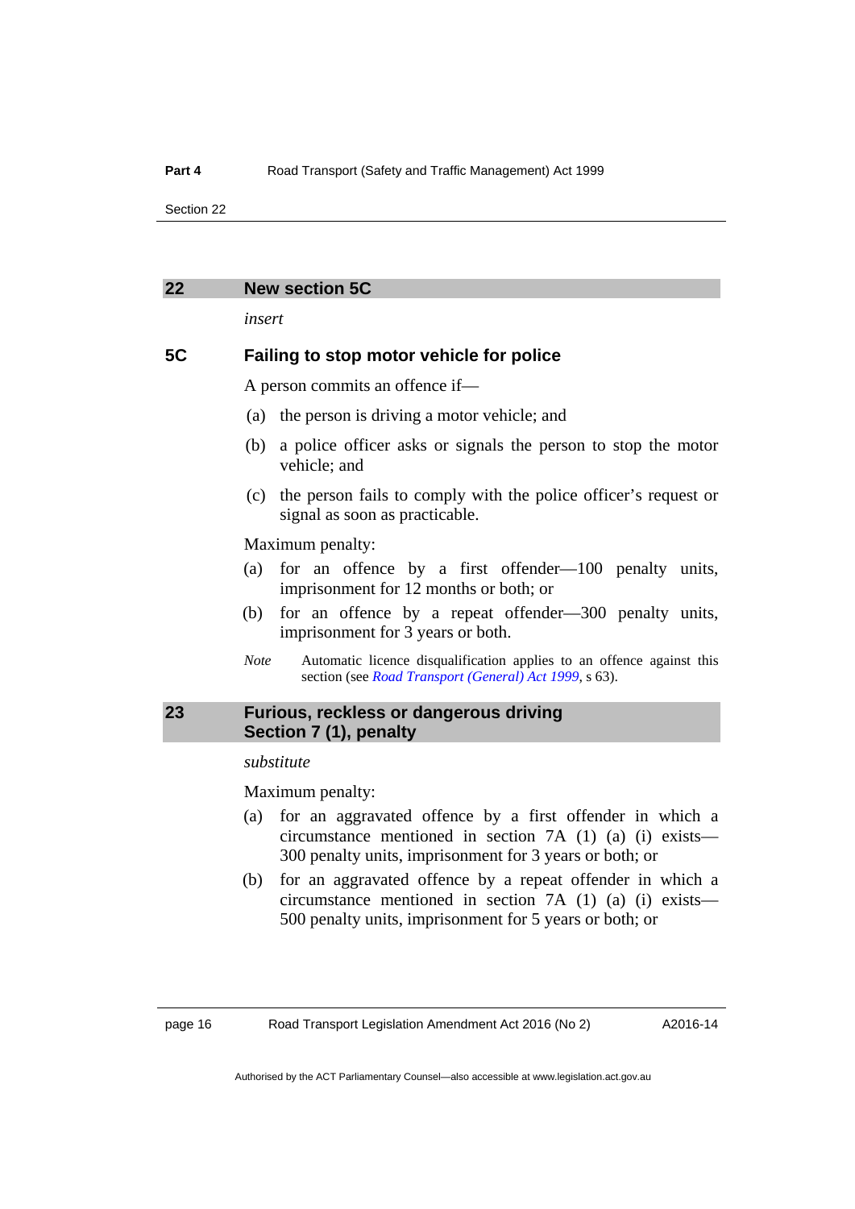## 22 New section 5C

*insert*

### 5C Failing to stop motor vehicle for police

A person commits an offence if—

(a) the person is driving a motor vehicle; and

(b) a police officer asks or signals the person to stop the motor vehicle; and

(c) the person fails to comply with the police officer's request or signal as soon as practicable.

Maximum penalty:

(a) for an offence by a first offender—100 penalty units, imprisonment for 12 months or both; or

(b) for an offence by a repeat offender—300 penalty units, imprisonment for 3 years or both.

*Note* Automatic licence disqualification applies to an offence against this section (see *Road Transport (General) Act 1999*, s 63).

## 23 Furious, reckless or dangerous driving Section 7 (1), penalty

*substitute*

Maximum penalty:

(a) for an aggravated offence by a first offender in which a circumstance mentioned in section 7A (1) (a) (i) exists—300 penalty units, imprisonment for 3 years or both; or

(b) for an aggravated offence by a repeat offender in which a circumstance mentioned in section 7A (1) (a) (i) exists—500 penalty units, imprisonment for 5 years or both; or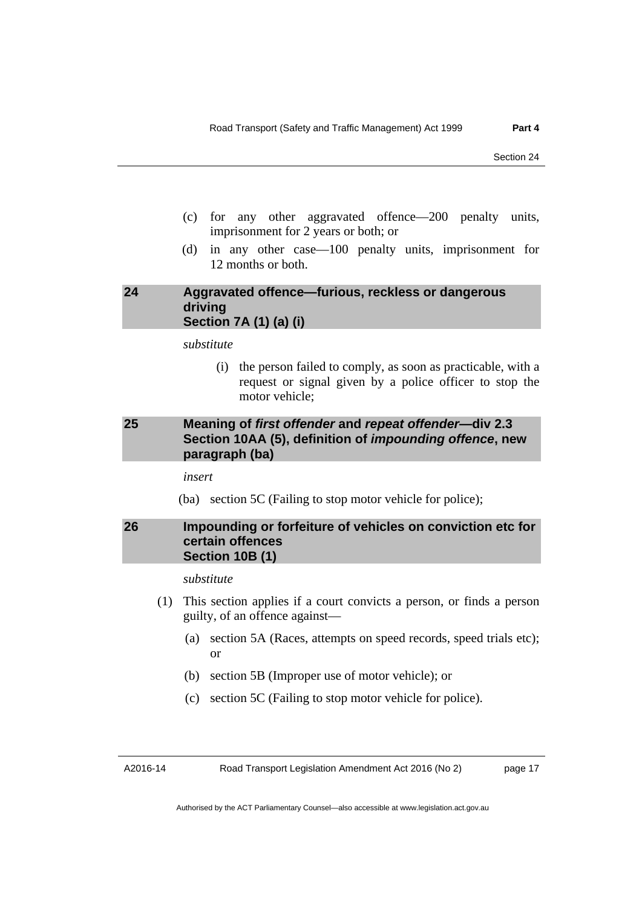(c) for any other aggravated offence—200 penalty units, imprisonment for 2 years or both; or

(d) in any other case—100 penalty units, imprisonment for 12 months or both.

## 24 Aggravated offence—furious, reckless or dangerous driving Section 7A (1) (a) (i)

*substitute*

(i) the person failed to comply, as soon as practicable, with a request or signal given by a police officer to stop the motor vehicle;

## 25 Meaning of *first offender* and *repeat offender*—div 2.3 Section 10AA (5), definition of *impounding offence*, new paragraph (ba)

*insert*

(ba) section 5C (Failing to stop motor vehicle for police);

## 26 Impounding or forfeiture of vehicles on conviction etc for certain offences Section 10B (1)

*substitute*

(1) This section applies if a court convicts a person, or finds a person guilty, of an offence against—

(a) section 5A (Races, attempts on speed records, speed trials etc); or

(b) section 5B (Improper use of motor vehicle); or

(c) section 5C (Failing to stop motor vehicle for police).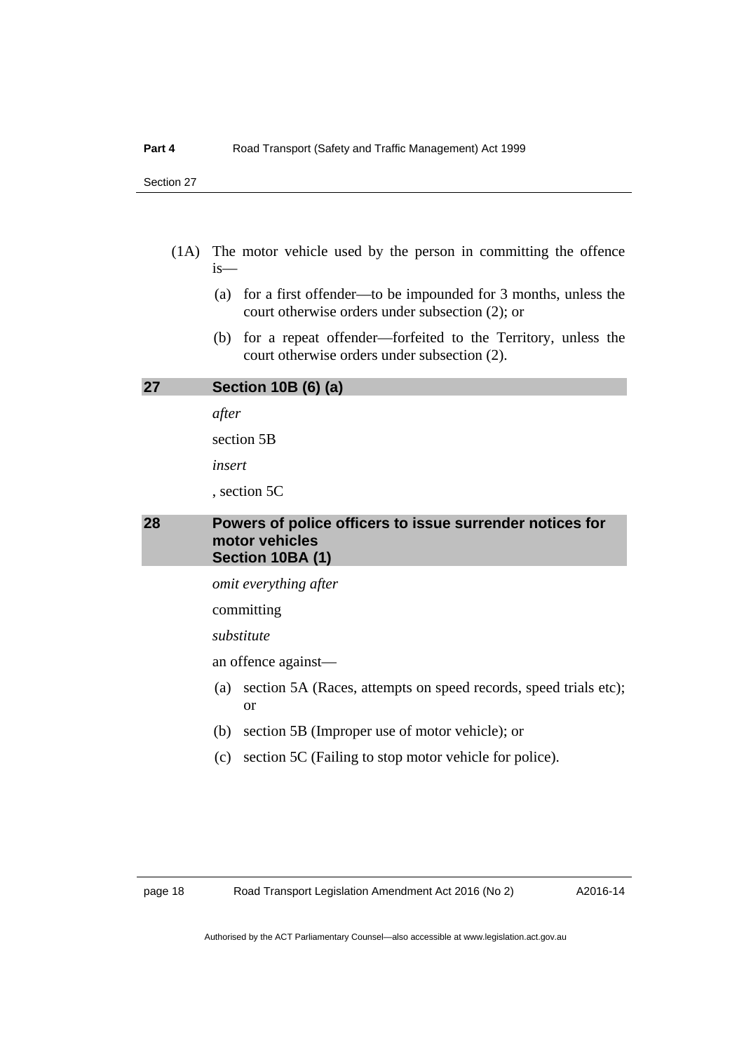(1A) The motor vehicle used by the person in committing the offence is—

(a) for a first offender—to be impounded for 3 months, unless the court otherwise orders under subsection (2); or

(b) for a repeat offender—forfeited to the Territory, unless the court otherwise orders under subsection (2).

## 27 Section 10B (6) (a)

*after*

section 5B

*insert*

, section 5C

## 28 Powers of police officers to issue surrender notices for motor vehicles Section 10BA (1)

*omit everything after*

committing

*substitute*

an offence against—

(a) section 5A (Races, attempts on speed records, speed trials etc); or

(b) section 5B (Improper use of motor vehicle); or

(c) section 5C (Failing to stop motor vehicle for police).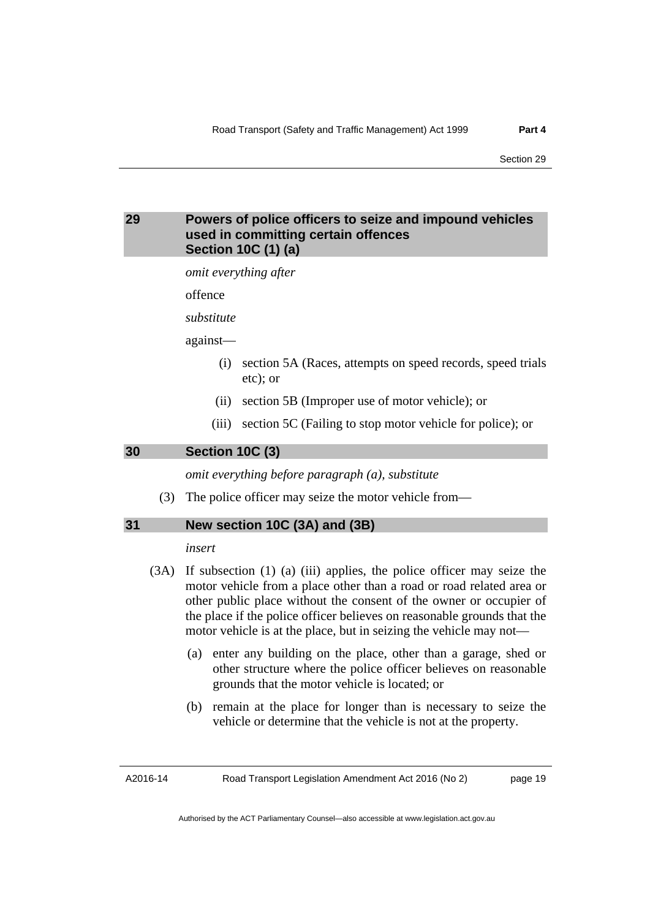## 29 Powers of police officers to seize and impound vehicles used in committing certain offences
## Section 10C (1) (a)

*omit everything after*

offence

*substitute*

against—

(i) section 5A (Races, attempts on speed records, speed trials etc); or

(ii) section 5B (Improper use of motor vehicle); or

(iii) section 5C (Failing to stop motor vehicle for police); or

## 30 Section 10C (3)

*omit everything before paragraph (a), substitute*

(3) The police officer may seize the motor vehicle from—

## 31 New section 10C (3A) and (3B)

*insert*

(3A) If subsection (1) (a) (iii) applies, the police officer may seize the motor vehicle from a place other than a road or road related area or other public place without the consent of the owner or occupier of the place if the police officer believes on reasonable grounds that the motor vehicle is at the place, but in seizing the vehicle may not—

(a) enter any building on the place, other than a garage, shed or other structure where the police officer believes on reasonable grounds that the motor vehicle is located; or

(b) remain at the place for longer than is necessary to seize the vehicle or determine that the vehicle is not at the property.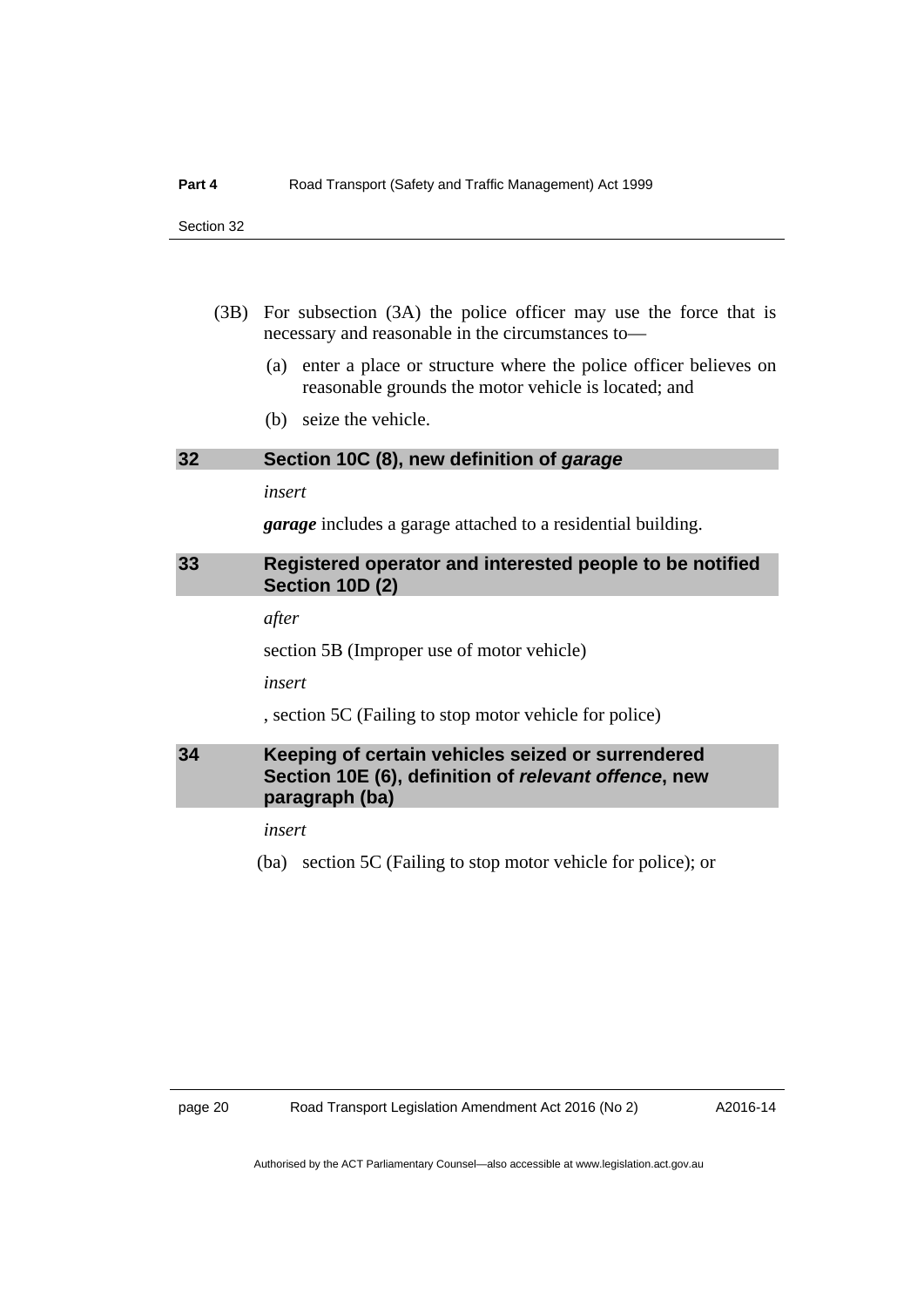(3B) For subsection (3A) the police officer may use the force that is necessary and reasonable in the circumstances to—

(a) enter a place or structure where the police officer believes on reasonable grounds the motor vehicle is located; and

(b) seize the vehicle.

### 32 Section 10C (8), new definition of *garage*

*insert*

***garage*** includes a garage attached to a residential building.

### 33 Registered operator and interested people to be notified Section 10D (2)

*after*

section 5B (Improper use of motor vehicle)

*insert*

, section 5C (Failing to stop motor vehicle for police)

### 34 Keeping of certain vehicles seized or surrendered Section 10E (6), definition of *relevant offence*, new paragraph (ba)

*insert*

(ba) section 5C (Failing to stop motor vehicle for police); or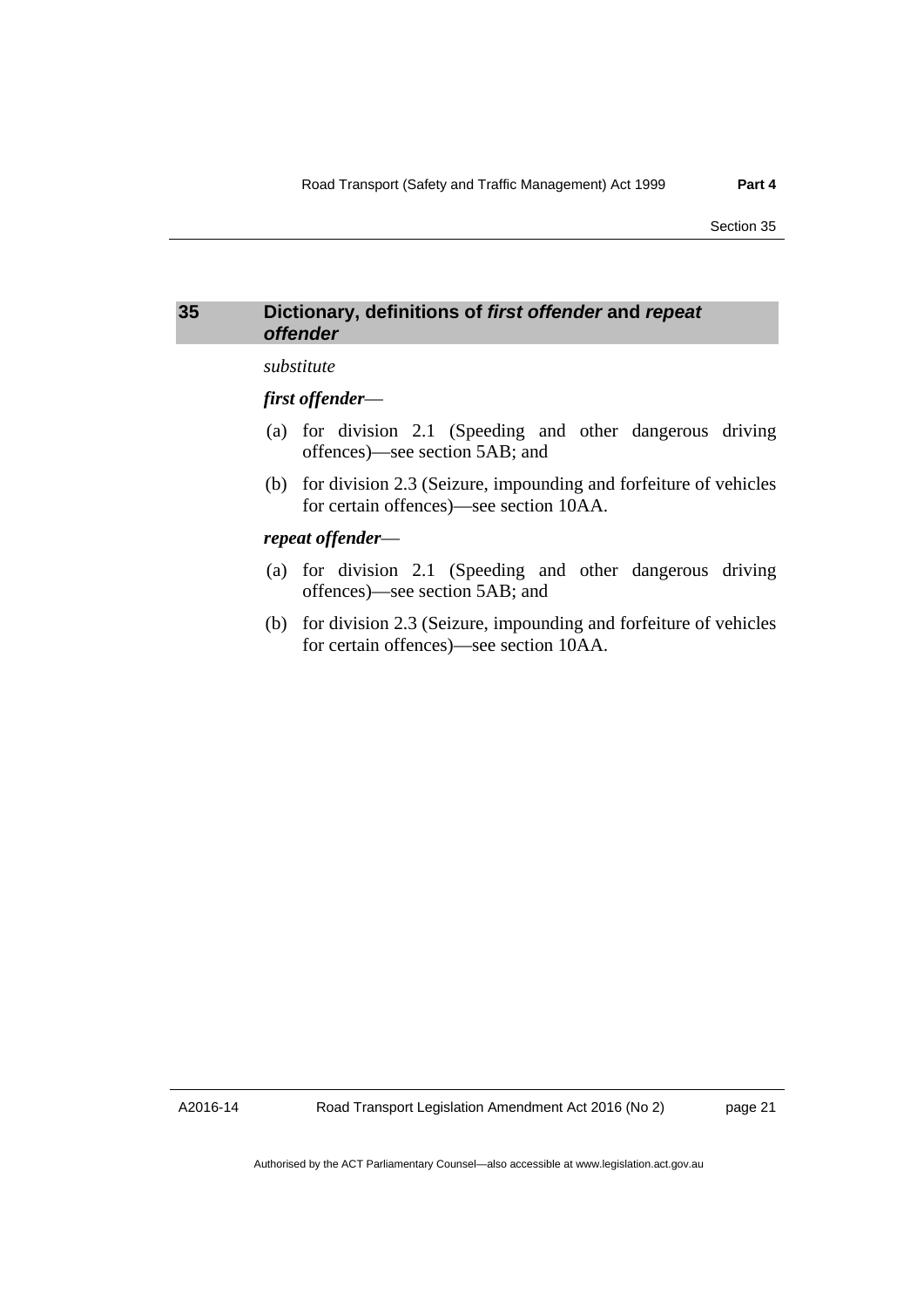## 35 Dictionary, definitions of *first offender* and *repeat offender*

*substitute*

***first offender***—

(a) for division 2.1 (Speeding and other dangerous driving offences)—see section 5AB; and

(b) for division 2.3 (Seizure, impounding and forfeiture of vehicles for certain offences)—see section 10AA.

***repeat offender***—

(a) for division 2.1 (Speeding and other dangerous driving offences)—see section 5AB; and

(b) for division 2.3 (Seizure, impounding and forfeiture of vehicles for certain offences)—see section 10AA.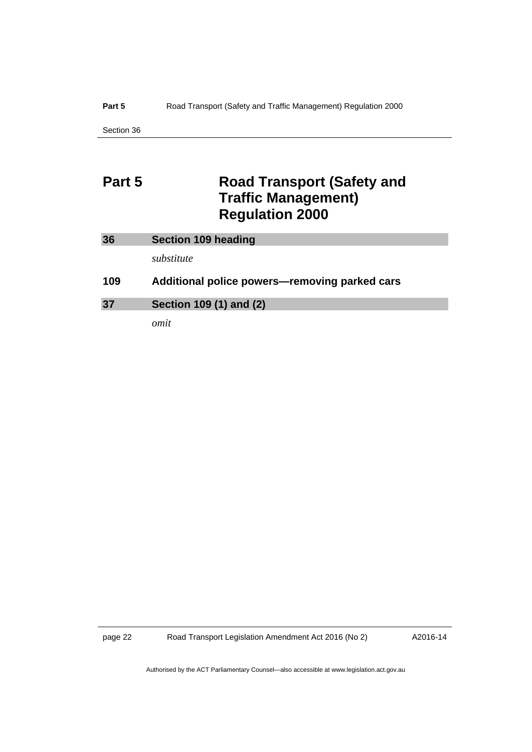# Part 5 Road Transport (Safety and Traffic Management) Regulation 2000

## 36 Section 109 heading

*substitute*

### 109 Additional police powers—removing parked cars

## 37 Section 109 (1) and (2)

*omit*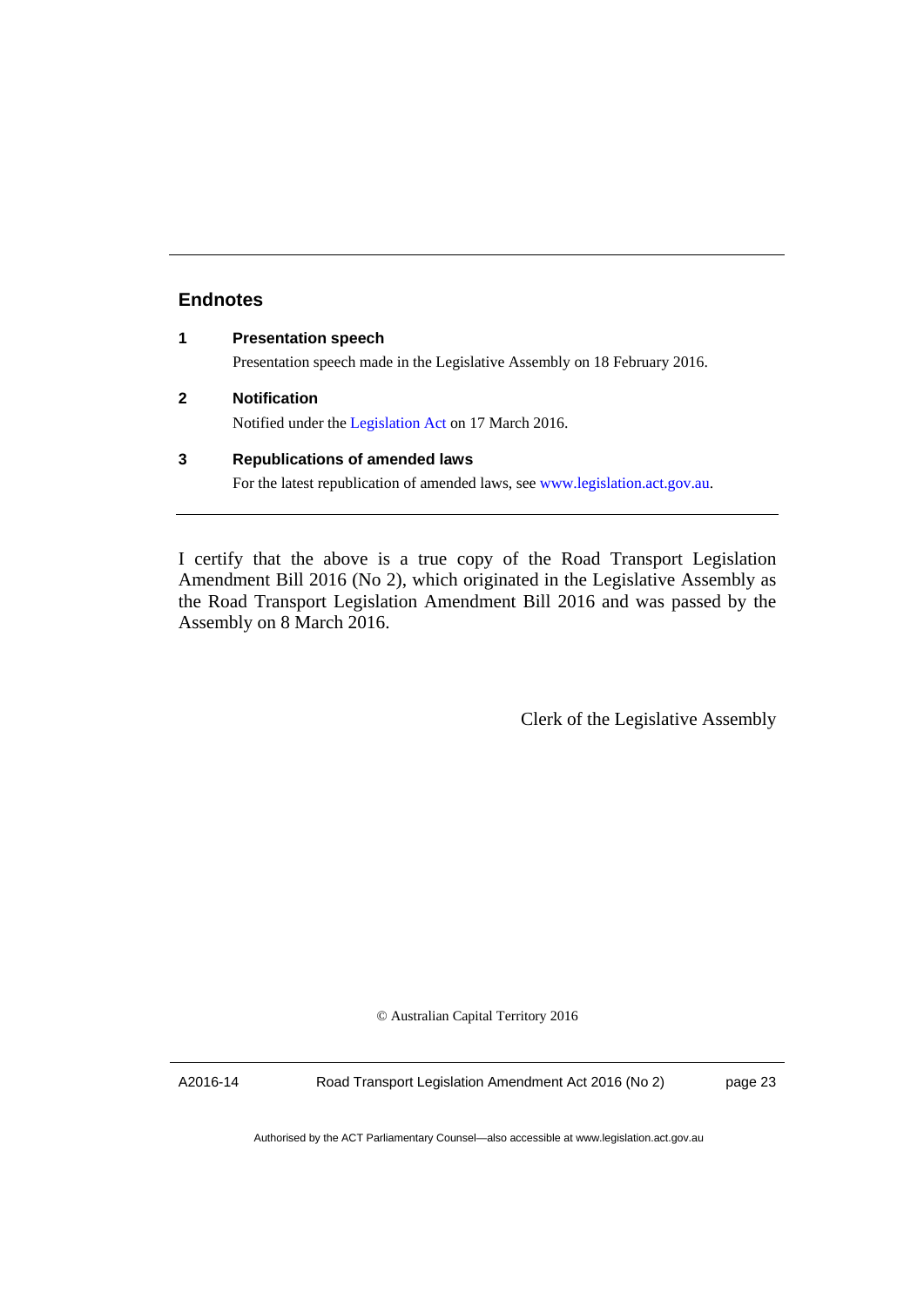## Endnotes

**1 Presentation speech**

Presentation speech made in the Legislative Assembly on 18 February 2016.

**2 Notification**

Notified under the Legislation Act on 17 March 2016.

**3 Republications of amended laws**

For the latest republication of amended laws, see www.legislation.act.gov.au.

I certify that the above is a true copy of the Road Transport Legislation Amendment Bill 2016 (No 2), which originated in the Legislative Assembly as the Road Transport Legislation Amendment Bill 2016 and was passed by the Assembly on 8 March 2016.

Clerk of the Legislative Assembly

© Australian Capital Territory 2016